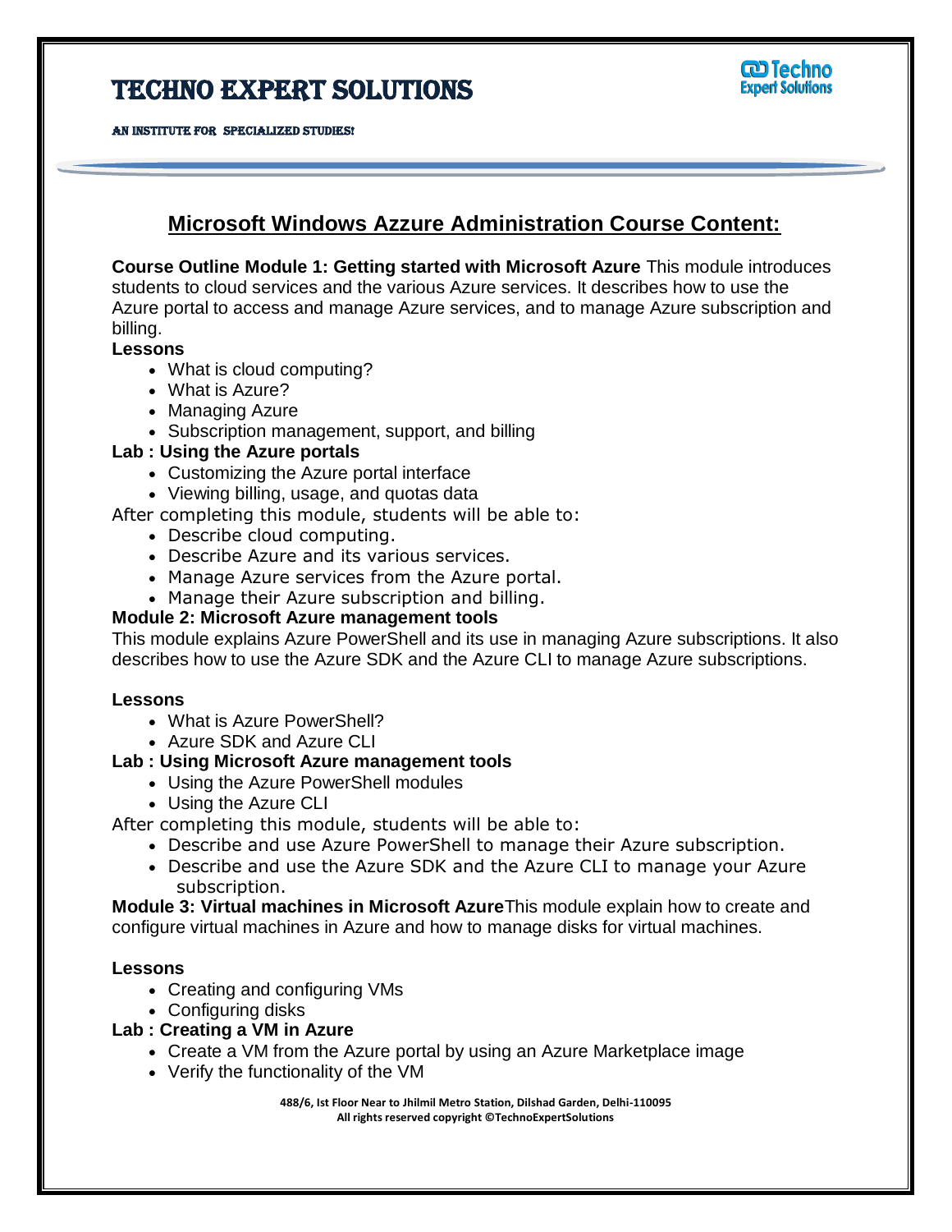# TECHNO EXPERT SOLUTIONS

AN INSTITUTE FOR SPECIALIZED STUDIES!

## Microsoft Windows Azzure Administration Course Content:

**Course Outline Module 1: Getting started with Microsoft Azure** This module introduces students to cloud services and the various Azure services. It describes how to use the Azure portal to access and manage Azure services, and to manage Azure subscription and billing.

**Lessons**

- What is cloud computing?
- What is Azure?
- Managing Azure
- Subscription management, support, and billing

**Lab : Using the Azure portals**

- Customizing the Azure portal interface
- Viewing billing, usage, and quotas data

After completing this module, students will be able to:

- Describe cloud computing.
- Describe Azure and its various services.
- Manage Azure services from the Azure portal.
- Manage their Azure subscription and billing.

**Module 2: Microsoft Azure management tools**

This module explains Azure PowerShell and its use in managing Azure subscriptions. It also describes how to use the Azure SDK and the Azure CLI to manage Azure subscriptions.

**Lessons**

- What is Azure PowerShell?
- Azure SDK and Azure CLI

**Lab : Using Microsoft Azure management tools**

- Using the Azure PowerShell modules
- Using the Azure CLI

After completing this module, students will be able to:

- Describe and use Azure PowerShell to manage their Azure subscription.
- Describe and use the Azure SDK and the Azure CLI to manage your Azure subscription.

**Module 3: Virtual machines in Microsoft Azure**This module explain how to create and configure virtual machines in Azure and how to manage disks for virtual machines.

**Lessons**

- Creating and configuring VMs
- Configuring disks

**Lab : Creating a VM in Azure**

- Create a VM from the Azure portal by using an Azure Marketplace image
- Verify the functionality of the VM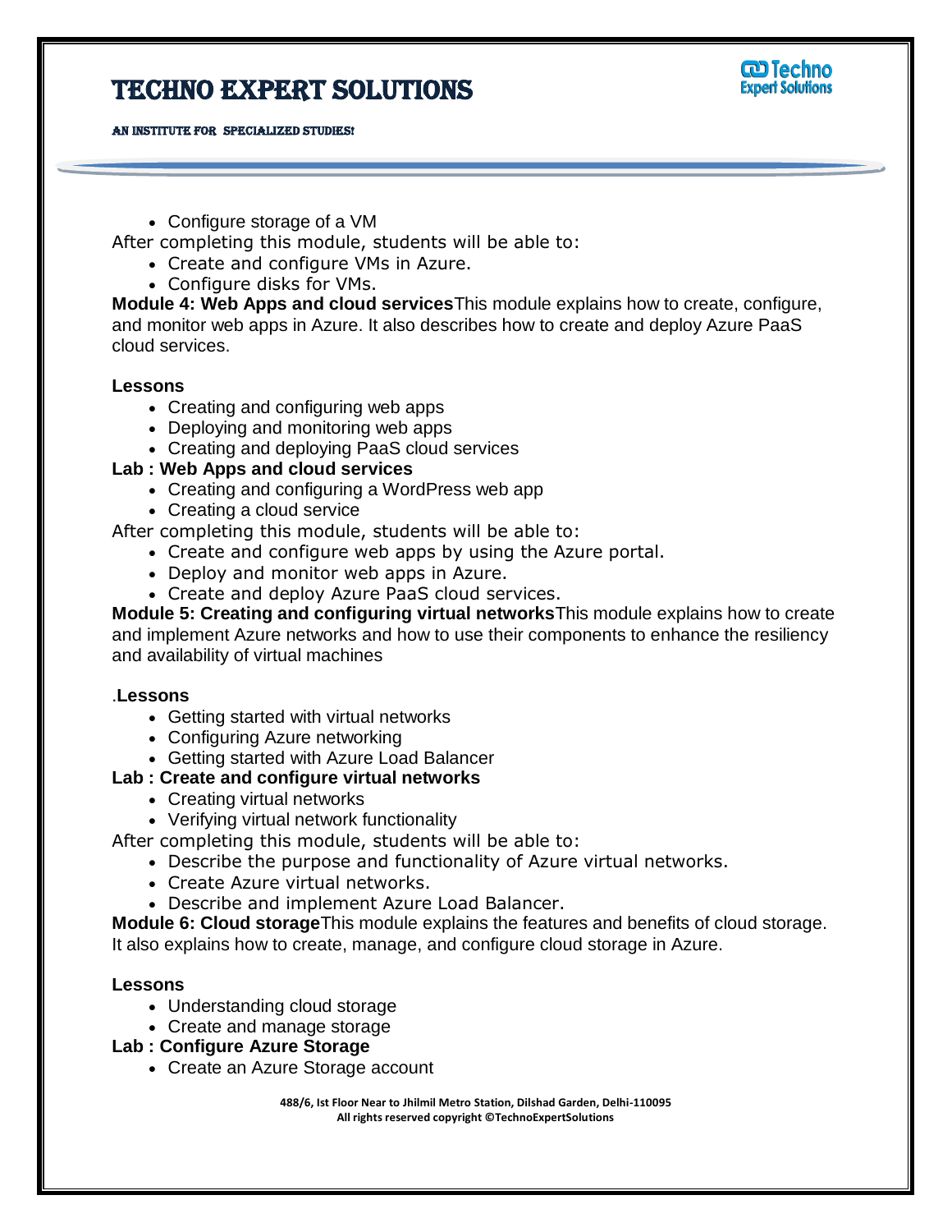- Configure storage of a VM

After completing this module, students will be able to:

- Create and configure VMs in Azure.
- Configure disks for VMs.

**Module 4: Web Apps and cloud services**This module explains how to create, configure, and monitor web apps in Azure. It also describes how to create and deploy Azure PaaS cloud services.

**Lessons**

- Creating and configuring web apps
- Deploying and monitoring web apps
- Creating and deploying PaaS cloud services

**Lab : Web Apps and cloud services**

- Creating and configuring a WordPress web app
- Creating a cloud service

After completing this module, students will be able to:

- Create and configure web apps by using the Azure portal.
- Deploy and monitor web apps in Azure.
- Create and deploy Azure PaaS cloud services.

**Module 5: Creating and configuring virtual networks**This module explains how to create and implement Azure networks and how to use their components to enhance the resiliency and availability of virtual machines

.**Lessons**

- Getting started with virtual networks
- Configuring Azure networking
- Getting started with Azure Load Balancer

**Lab : Create and configure virtual networks**

- Creating virtual networks
- Verifying virtual network functionality

After completing this module, students will be able to:

- Describe the purpose and functionality of Azure virtual networks.
- Create Azure virtual networks.
- Describe and implement Azure Load Balancer.

**Module 6: Cloud storage**This module explains the features and benefits of cloud storage. It also explains how to create, manage, and configure cloud storage in Azure.

**Lessons**

- Understanding cloud storage
- Create and manage storage

**Lab : Configure Azure Storage**

- Create an Azure Storage account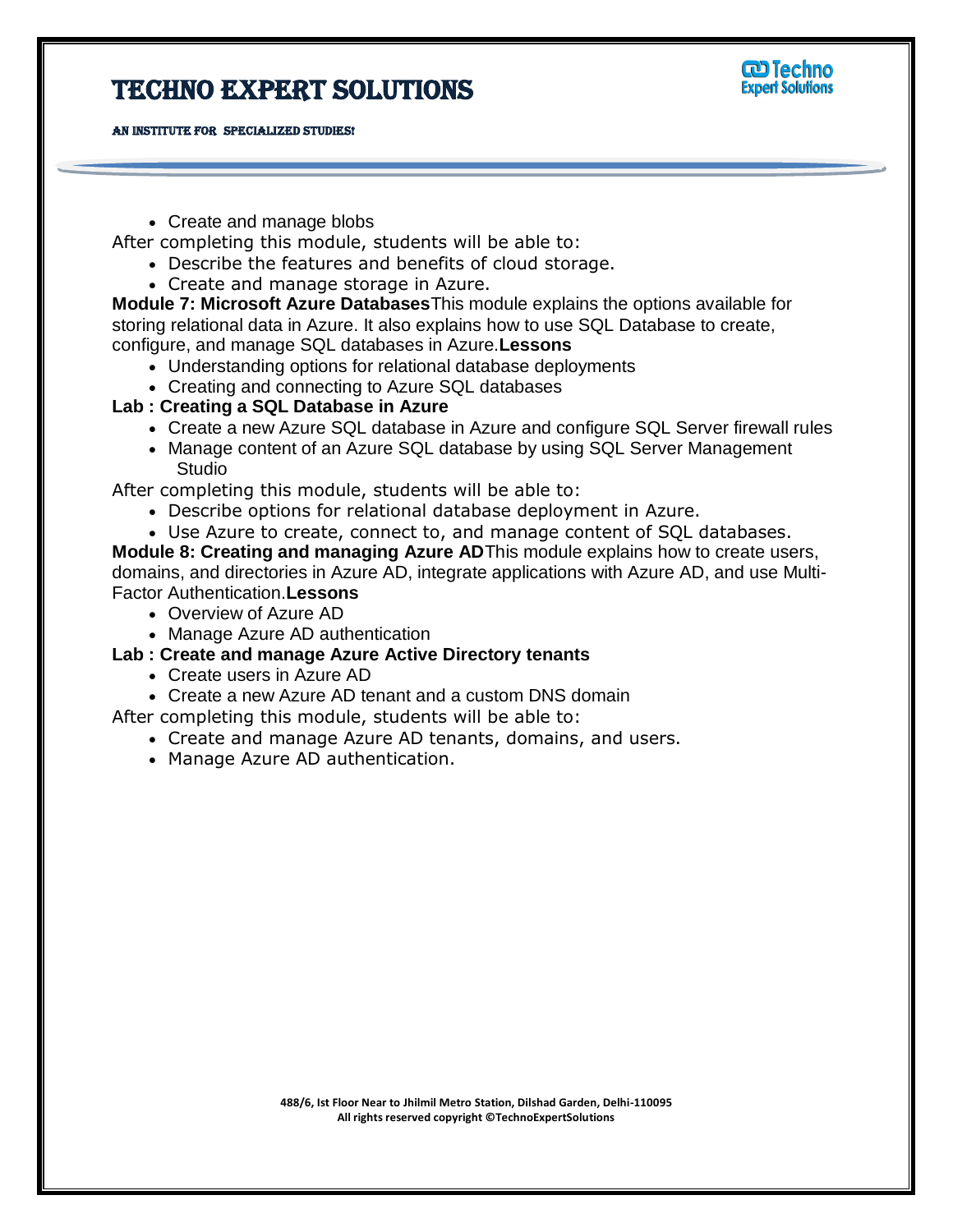- Create and manage blobs

After completing this module, students will be able to:

- Describe the features and benefits of cloud storage.
- Create and manage storage in Azure.

**Module 7: Microsoft Azure Databases** This module explains the options available for storing relational data in Azure. It also explains how to use SQL Database to create, configure, and manage SQL databases in Azure. **Lessons**

- Understanding options for relational database deployments
- Creating and connecting to Azure SQL databases

**Lab : Creating a SQL Database in Azure**

- Create a new Azure SQL database in Azure and configure SQL Server firewall rules
- Manage content of an Azure SQL database by using SQL Server Management Studio

After completing this module, students will be able to:

- Describe options for relational database deployment in Azure.
- Use Azure to create, connect to, and manage content of SQL databases.

**Module 8: Creating and managing Azure AD** This module explains how to create users, domains, and directories in Azure AD, integrate applications with Azure AD, and use Multi-Factor Authentication. **Lessons**

- Overview of Azure AD
- Manage Azure AD authentication

**Lab : Create and manage Azure Active Directory tenants**

- Create users in Azure AD
- Create a new Azure AD tenant and a custom DNS domain

After completing this module, students will be able to:

- Create and manage Azure AD tenants, domains, and users.
- Manage Azure AD authentication.